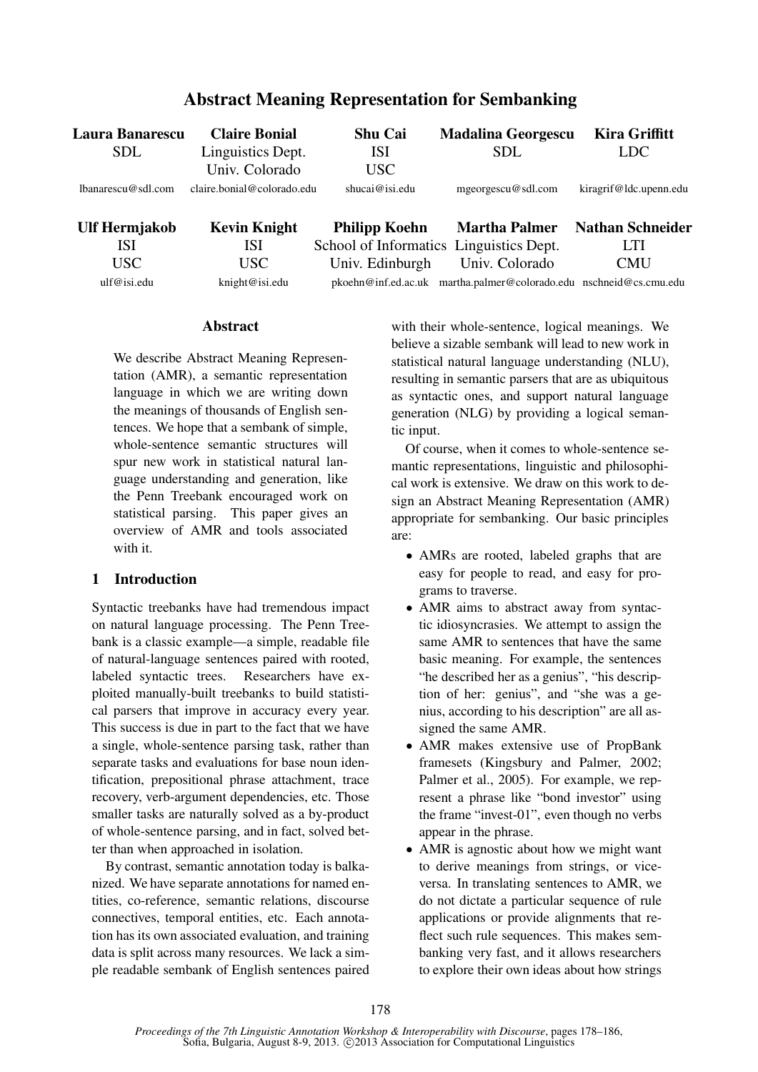# Abstract Meaning Representation for Sembanking

**Laura Banarescu**
SDL
lbanarescu@sdl.com

**Claire Bonial**
Linguistics Dept.
Univ. Colorado
claire.bonial@colorado.edu

**Shu Cai**
ISI
USC
shucai@isi.edu

**Madalina Georgescu**
SDL
mgeorgescu@sdl.com

**Kira Griffitt**
LDC
kiragrif@ldc.upenn.edu

**Ulf Hermjakob**
ISI
USC
ulf@isi.edu

**Kevin Knight**
ISI
USC
knight@isi.edu

**Philipp Koehn**
School of Informatics
Univ. Edinburgh
pkoehn@inf.ed.ac.uk

**Martha Palmer**
Linguistics Dept.
Univ. Colorado
martha.palmer@colorado.edu

**Nathan Schneider**
LTI
CMU
nschneid@cs.cmu.edu

## Abstract

We describe Abstract Meaning Representation (AMR), a semantic representation language in which we are writing down the meanings of thousands of English sentences. We hope that a sembank of simple, whole-sentence semantic structures will spur new work in statistical natural language understanding and generation, like the Penn Treebank encouraged work on statistical parsing. This paper gives an overview of AMR and tools associated with it.

## 1 Introduction

Syntactic treebanks have had tremendous impact on natural language processing. The Penn Treebank is a classic example—a simple, readable file of natural-language sentences paired with rooted, labeled syntactic trees. Researchers have exploited manually-built treebanks to build statistical parsers that improve in accuracy every year. This success is due in part to the fact that we have a single, whole-sentence parsing task, rather than separate tasks and evaluations for base noun identification, prepositional phrase attachment, trace recovery, verb-argument dependencies, etc. Those smaller tasks are naturally solved as a by-product of whole-sentence parsing, and in fact, solved better than when approached in isolation.

By contrast, semantic annotation today is balkanized. We have separate annotations for named entities, co-reference, semantic relations, discourse connectives, temporal entities, etc. Each annotation has its own associated evaluation, and training data is split across many resources. We lack a simple readable sembank of English sentences paired with their whole-sentence, logical meanings. We believe a sizable sembank will lead to new work in statistical natural language understanding (NLU), resulting in semantic parsers that are as ubiquitous as syntactic ones, and support natural language generation (NLG) by providing a logical semantic input.

Of course, when it comes to whole-sentence semantic representations, linguistic and philosophical work is extensive. We draw on this work to design an Abstract Meaning Representation (AMR) appropriate for sembanking. Our basic principles are:

- AMRs are rooted, labeled graphs that are easy for people to read, and easy for programs to traverse.
- AMR aims to abstract away from syntactic idiosyncrasies. We attempt to assign the same AMR to sentences that have the same basic meaning. For example, the sentences "he described her as a genius", "his description of her: genius", and "she was a genius, according to his description" are all assigned the same AMR.
- AMR makes extensive use of PropBank framesets (Kingsbury and Palmer, 2002; Palmer et al., 2005). For example, we represent a phrase like "bond investor" using the frame "invest-01", even though no verbs appear in the phrase.
- AMR is agnostic about how we might want to derive meanings from strings, or vice-versa. In translating sentences to AMR, we do not dictate a particular sequence of rule applications or provide alignments that reflect such rule sequences. This makes sembanking very fast, and it allows researchers to explore their own ideas about how strings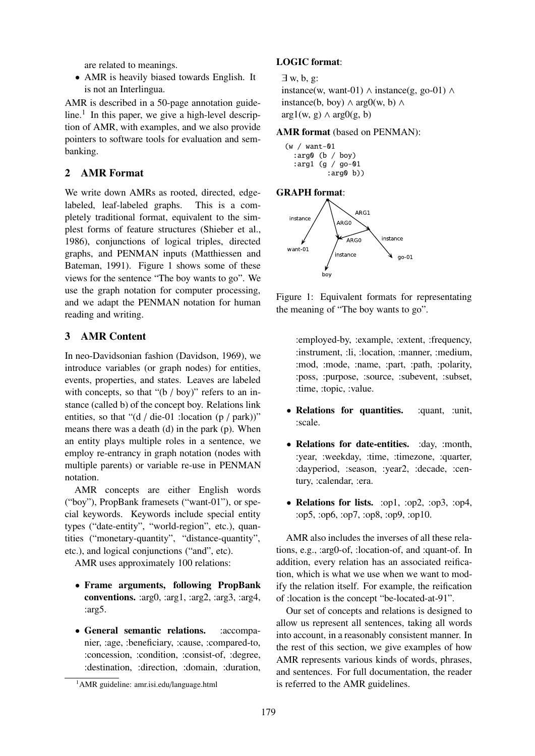are related to meanings.

- AMR is heavily biased towards English. It is not an Interlingua.

AMR is described in a 50-page annotation guideline.[1] In this paper, we give a high-level description of AMR, with examples, and we also provide pointers to software tools for evaluation and sembanking.

## 2 AMR Format

We write down AMRs as rooted, directed, edge-labeled, leaf-labeled graphs. This is a completely traditional format, equivalent to the simplest forms of feature structures (Shieber et al., 1986), conjunctions of logical triples, directed graphs, and PENMAN inputs (Matthiessen and Bateman, 1991). Figure 1 shows some of these views for the sentence "The boy wants to go". We use the graph notation for computer processing, and we adapt the PENMAN notation for human reading and writing.

**LOGIC format**:

$\exists$ w, b, g:
instance(w, want-01) $\wedge$ instance(g, go-01) $\wedge$
instance(b, boy) $\wedge$ arg0(w, b) $\wedge$
arg1(w, g) $\wedge$ arg0(g, b)

**AMR format** (based on PENMAN):

```
(w / want-01
  :arg0 (b / boy)
  :arg1 (g / go-01
          :arg0 b))
```

**GRAPH format**:

Figure 1: Equivalent formats for representating the meaning of "The boy wants to go".

## 3 AMR Content

In neo-Davidsonian fashion (Davidson, 1969), we introduce variables (or graph nodes) for entities, events, properties, and states. Leaves are labeled with concepts, so that "(b / boy)" refers to an instance (called b) of the concept boy. Relations link entities, so that "(d / die-01 :location (p / park))" means there was a death (d) in the park (p). When an entity plays multiple roles in a sentence, we employ re-entrancy in graph notation (nodes with multiple parents) or variable re-use in PENMAN notation.

AMR concepts are either English words ("boy"), PropBank framesets ("want-01"), or special keywords. Keywords include special entity types ("date-entity", "world-region", etc.), quantities ("monetary-quantity", "distance-quantity", etc.), and logical conjunctions ("and", etc).

AMR uses approximately 100 relations:

- **Frame arguments, following PropBank conventions.** :arg0, :arg1, :arg2, :arg3, :arg4, :arg5.
- **General semantic relations.** :accompanier, :age, :beneficiary, :cause, :compared-to, :concession, :condition, :consist-of, :degree, :destination, :direction, :domain, :duration, :employed-by, :example, :extent, :frequency, :instrument, :li, :location, :manner, :medium, :mod, :mode, :name, :part, :path, :polarity, :poss, :purpose, :source, :subevent, :subset, :time, :topic, :value.
- **Relations for quantities.** :quant, :unit, :scale.
- **Relations for date-entities.** :day, :month, :year, :weekday, :time, :timezone, :quarter, :dayperiod, :season, :year2, :decade, :century, :calendar, :era.
- **Relations for lists.** :op1, :op2, :op3, :op4, :op5, :op6, :op7, :op8, :op9, :op10.

AMR also includes the inverses of all these relations, e.g., :arg0-of, :location-of, and :quant-of. In addition, every relation has an associated reification, which is what we use when we want to modify the relation itself. For example, the reification of :location is the concept "be-located-at-91".

Our set of concepts and relations is designed to allow us represent all sentences, taking all words into account, in a reasonably consistent manner. In the rest of this section, we give examples of how AMR represents various kinds of words, phrases, and sentences. For full documentation, the reader is referred to the AMR guidelines.

[1] AMR guideline: amr.isi.edu/language.html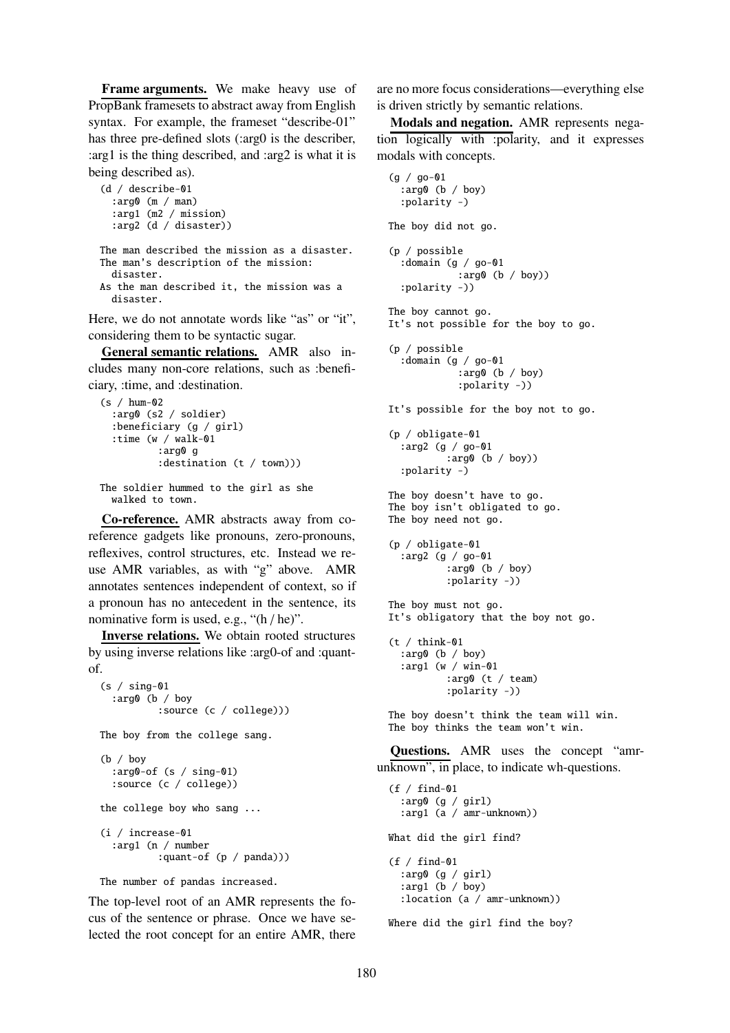**Frame arguments.** We make heavy use of PropBank framesets to abstract away from English syntax. For example, the frameset "describe-01" has three pre-defined slots (:arg0 is the describer, :arg1 is the thing described, and :arg2 is what it is being described as).

```
(d / describe-01
  :arg0 (m / man)
  :arg1 (m2 / mission)
  :arg2 (d / disaster))

The man described the mission as a disaster.
The man's description of the mission:
  disaster.
As the man described it, the mission was a
  disaster.
```

Here, we do not annotate words like "as" or "it", considering them to be syntactic sugar.

**General semantic relations.** AMR also includes many non-core relations, such as :beneficiary, :time, and :destination.

```
(s / hum-02
  :arg0 (s2 / soldier)
  :beneficiary (g / girl)
  :time (w / walk-01
          :arg0 g
          :destination (t / town)))

The soldier hummed to the girl as she
  walked to town.
```

**Co-reference.** AMR abstracts away from co-reference gadgets like pronouns, zero-pronouns, reflexives, control structures, etc. Instead we re-use AMR variables, as with "g" above. AMR annotates sentences independent of context, so if a pronoun has no antecedent in the sentence, its nominative form is used, e.g., "(h / he)".

**Inverse relations.** We obtain rooted structures by using inverse relations like :arg0-of and :quant-of.

```
(s / sing-01
  :arg0 (b / boy
          :source (c / college)))

The boy from the college sang.

(b / boy
  :arg0-of (s / sing-01)
  :source (c / college))

the college boy who sang ...

(i / increase-01
  :arg1 (n / number
          :quant-of (p / panda)))

The number of pandas increased.
```

The top-level root of an AMR represents the focus of the sentence or phrase. Once we have selected the root concept for an entire AMR, there are no more focus considerations—everything else is driven strictly by semantic relations.

**Modals and negation.** AMR represents negation logically with :polarity, and it expresses modals with concepts.

```
(g / go-01
  :arg0 (b / boy)
  :polarity -)

The boy did not go.

(p / possible
  :domain (g / go-01
            :arg0 (b / boy))
  :polarity -))

The boy cannot go.
It's not possible for the boy to go.

(p / possible
  :domain (g / go-01
            :arg0 (b / boy)
            :polarity -))

It's possible for the boy not to go.

(p / obligate-01
  :arg2 (g / go-01
          :arg0 (b / boy))
  :polarity -)

The boy doesn't have to go.
The boy isn't obligated to go.
The boy need not go.

(p / obligate-01
  :arg2 (g / go-01
          :arg0 (b / boy)
          :polarity -))

The boy must not go.
It's obligatory that the boy not go.

(t / think-01
  :arg0 (b / boy)
  :arg1 (w / win-01
          :arg0 (t / team)
          :polarity -))

The boy doesn't think the team will win.
The boy thinks the team won't win.
```

**Questions.** AMR uses the concept "amr-unknown", in place, to indicate wh-questions.

```
(f / find-01
  :arg0 (g / girl)
  :arg1 (a / amr-unknown))

What did the girl find?

(f / find-01
  :arg0 (g / girl)
  :arg1 (b / boy)
  :location (a / amr-unknown))

Where did the girl find the boy?
```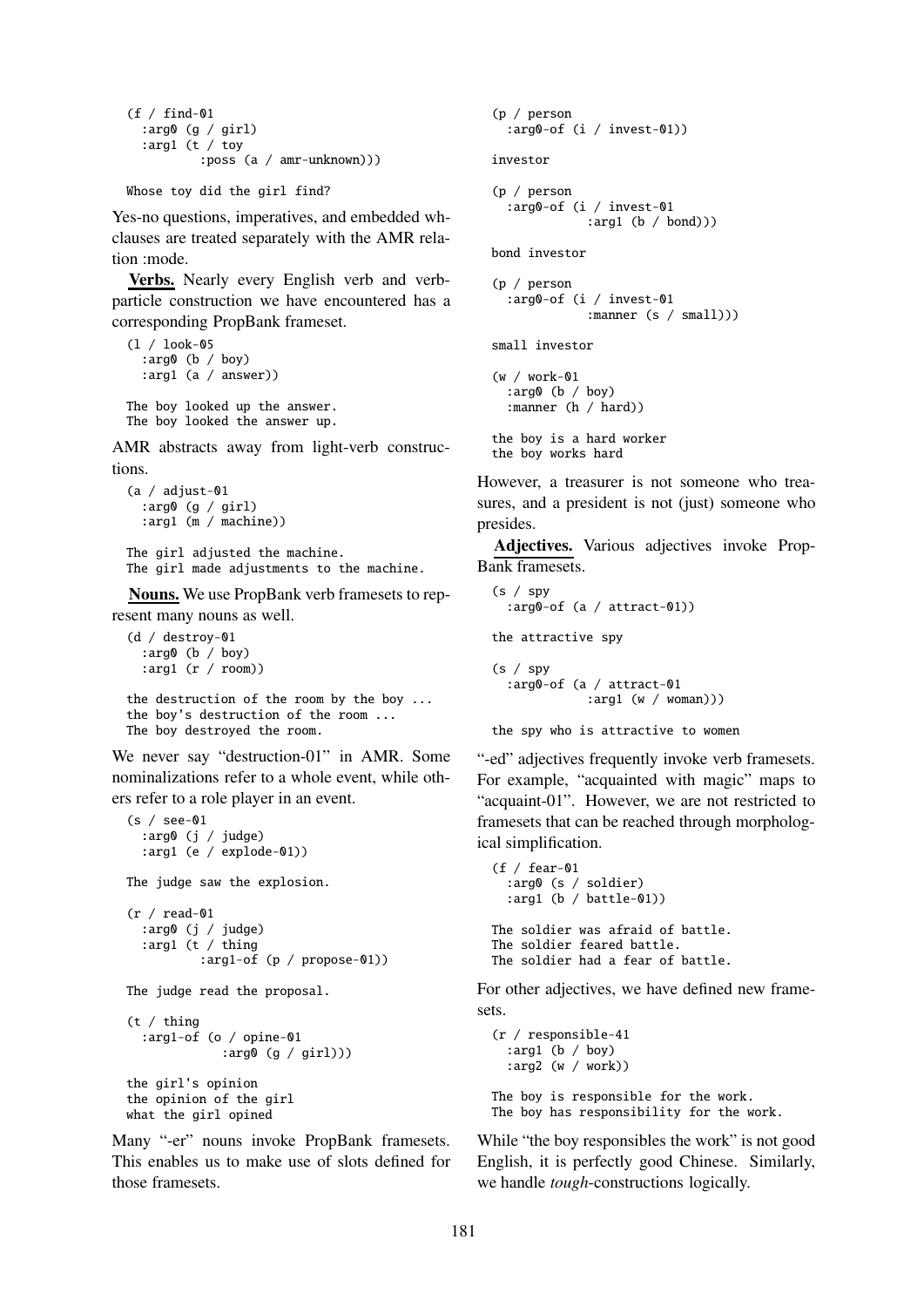```
(f / find-01
  :arg0 (g / girl)
  :arg1 (t / toy
          :poss (a / amr-unknown)))

Whose toy did the girl find?
```

Yes-no questions, imperatives, and embedded wh-clauses are treated separately with the AMR relation :mode.

**Verbs.** Nearly every English verb and verb-particle construction we have encountered has a corresponding PropBank frameset.

```
(l / look-05
  :arg0 (b / boy)
  :arg1 (a / answer))

The boy looked up the answer.
The boy looked the answer up.
```

AMR abstracts away from light-verb constructions.

```
(a / adjust-01
  :arg0 (g / girl)
  :arg1 (m / machine))

The girl adjusted the machine.
The girl made adjustments to the machine.
```

**Nouns.** We use PropBank verb framesets to represent many nouns as well.

```
(d / destroy-01
  :arg0 (b / boy)
  :arg1 (r / room))

the destruction of the room by the boy ...
the boy's destruction of the room ...
The boy destroyed the room.
```

We never say "destruction-01" in AMR. Some nominalizations refer to a whole event, while others refer to a role player in an event.

```
(s / see-01
  :arg0 (j / judge)
  :arg1 (e / explode-01))

The judge saw the explosion.

(r / read-01
  :arg0 (j / judge)
  :arg1 (t / thing
          :arg1-of (p / propose-01))

The judge read the proposal.

(t / thing
  :arg1-of (o / opine-01
             :arg0 (g / girl)))

the girl's opinion
the opinion of the girl
what the girl opined
```

Many "-er" nouns invoke PropBank framesets. This enables us to make use of slots defined for those framesets.

```
(p / person
  :arg0-of (i / invest-01))

investor

(p / person
  :arg0-of (i / invest-01
             :arg1 (b / bond)))

bond investor

(p / person
  :arg0-of (i / invest-01
             :manner (s / small)))

small investor

(w / work-01
  :arg0 (b / boy)
  :manner (h / hard))

the boy is a hard worker
the boy works hard
```

However, a treasurer is not someone who treasures, and a president is not (just) someone who presides.

**Adjectives.** Various adjectives invoke PropBank framesets.

```
(s / spy
  :arg0-of (a / attract-01))

the attractive spy

(s / spy
  :arg0-of (a / attract-01
             :arg1 (w / woman)))

the spy who is attractive to women
```

"-ed" adjectives frequently invoke verb framesets. For example, "acquainted with magic" maps to "acquaint-01". However, we are not restricted to framesets that can be reached through morphological simplification.

```
(f / fear-01
  :arg0 (s / soldier)
  :arg1 (b / battle-01))

The soldier was afraid of battle.
The soldier feared battle.
The soldier had a fear of battle.
```

For other adjectives, we have defined new framesets.

```
(r / responsible-41
  :arg1 (b / boy)
  :arg2 (w / work))

The boy is responsible for the work.
The boy has responsibility for the work.
```

While "the boy responsibles the work" is not good English, it is perfectly good Chinese. Similarly, we handle *tough*-constructions logically.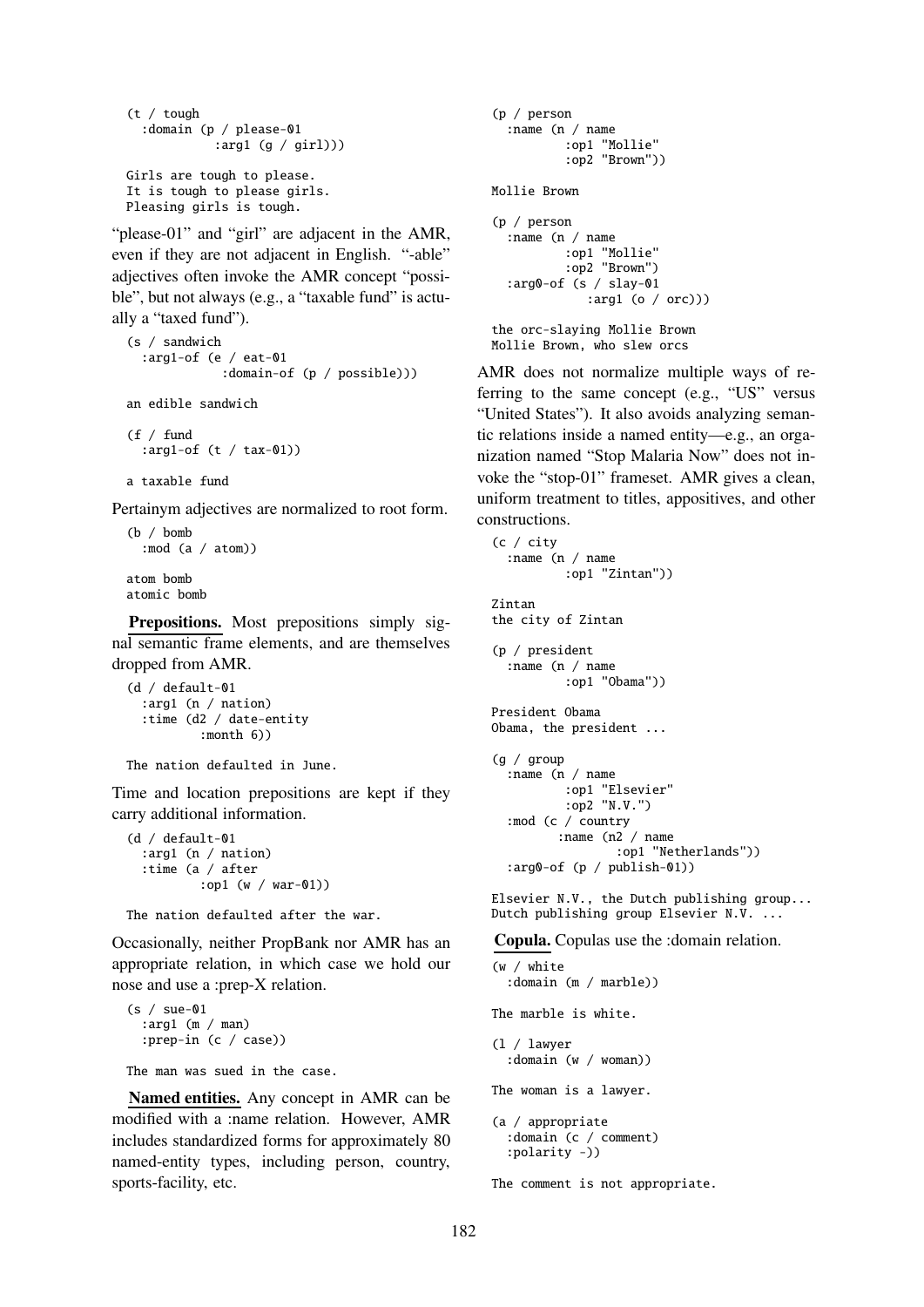```
(t / tough
  :domain (p / please-01
            :arg1 (g / girl)))

Girls are tough to please.
It is tough to please girls.
Pleasing girls is tough.
```

"please-01" and "girl" are adjacent in the AMR, even if they are not adjacent in English. "-able" adjectives often invoke the AMR concept "possible", but not always (e.g., a "taxable fund" is actually a "taxed fund").

```
(s / sandwich
  :arg1-of (e / eat-01
             :domain-of (p / possible)))

an edible sandwich

(f / fund
  :arg1-of (t / tax-01))

a taxable fund
```

Pertainym adjectives are normalized to root form.

```
(b / bomb
  :mod (a / atom))

atom bomb
atomic bomb
```

**Prepositions.** Most prepositions simply signal semantic frame elements, and are themselves dropped from AMR.

```
(d / default-01
  :arg1 (n / nation)
  :time (d2 / date-entity
          :month 6))

The nation defaulted in June.
```

Time and location prepositions are kept if they carry additional information.

```
(d / default-01
  :arg1 (n / nation)
  :time (a / after
          :op1 (w / war-01)))

The nation defaulted after the war.
```

Occasionally, neither PropBank nor AMR has an appropriate relation, in which case we hold our nose and use a :prep-X relation.

```
(s / sue-01
  :arg1 (m / man)
  :prep-in (c / case))

The man was sued in the case.
```

**Named entities.** Any concept in AMR can be modified with a :name relation. However, AMR includes standardized forms for approximately 80 named-entity types, including person, country, sports-facility, etc.

```
(p / person
  :name (n / name
          :op1 "Mollie"
          :op2 "Brown"))

Mollie Brown

(p / person
  :name (n / name
          :op1 "Mollie"
          :op2 "Brown")
  :arg0-of (s / slay-01
             :arg1 (o / orc)))

the orc-slaying Mollie Brown
Mollie Brown, who slew orcs
```

AMR does not normalize multiple ways of referring to the same concept (e.g., "US" versus "United States"). It also avoids analyzing semantic relations inside a named entity—e.g., an organization named "Stop Malaria Now" does not invoke the "stop-01" frameset. AMR gives a clean, uniform treatment to titles, appositives, and other constructions.

```
(c / city
  :name (n / name
          :op1 "Zintan"))

Zintan
the city of Zintan

(p / president
  :name (n / name
          :op1 "Obama"))

President Obama
Obama, the president ...

(g / group
  :name (n / name
          :op1 "Elsevier"
          :op2 "N.V.")
  :mod (c / country
         :name (n2 / name
                 :op1 "Netherlands"))
  :arg0-of (p / publish-01))

Elsevier N.V., the Dutch publishing group...
Dutch publishing group Elsevier N.V. ...
```

**Copula.** Copulas use the :domain relation.

```
(w / white
  :domain (m / marble))

The marble is white.

(l / lawyer
  :domain (w / woman))

The woman is a lawyer.

(a / appropriate
  :domain (c / comment)
  :polarity -))

The comment is not appropriate.
```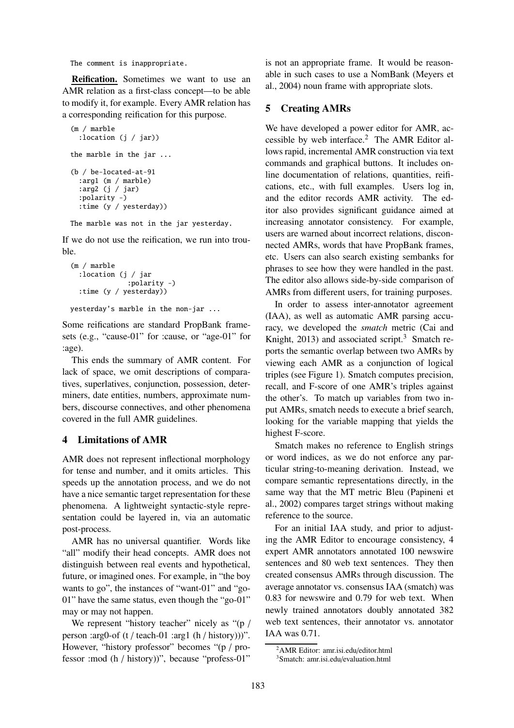```
The comment is inappropriate.
```

**Reification.** Sometimes we want to use an AMR relation as a first-class concept—to be able to modify it, for example. Every AMR relation has a corresponding reification for this purpose.

```
(m / marble
  :location (j / jar))

the marble in the jar ...

(b / be-located-at-91
  :arg1 (m / marble)
  :arg2 (j / jar)
  :polarity -)
  :time (y / yesterday))

The marble was not in the jar yesterday.
```

If we do not use the reification, we run into trouble.

```
(m / marble
  :location (j / jar
              :polarity -)
  :time (y / yesterday))

yesterday's marble in the non-jar ...
```

Some reifications are standard PropBank framesets (e.g., "cause-01" for :cause, or "age-01" for :age).

This ends the summary of AMR content. For lack of space, we omit descriptions of comparatives, superlatives, conjunction, possession, determiners, date entities, numbers, approximate numbers, discourse connectives, and other phenomena covered in the full AMR guidelines.

## 4 Limitations of AMR

AMR does not represent inflectional morphology for tense and number, and it omits articles. This speeds up the annotation process, and we do not have a nice semantic target representation for these phenomena. A lightweight syntactic-style representation could be layered in, via an automatic post-process.

AMR has no universal quantifier. Words like "all" modify their head concepts. AMR does not distinguish between real events and hypothetical, future, or imagined ones. For example, in "the boy wants to go", the instances of "want-01" and "go-01" have the same status, even though the "go-01" may or may not happen.

We represent "history teacher" nicely as "(p / person :arg0-of (t / teach-01 :arg1 (h / history)))". However, "history professor" becomes "(p / professor :mod (h / history))", because "profess-01" is not an appropriate frame. It would be reasonable in such cases to use a NomBank (Meyers et al., 2004) noun frame with appropriate slots.

## 5 Creating AMRs

We have developed a power editor for AMR, accessible by web interface.[2] The AMR Editor allows rapid, incremental AMR construction via text commands and graphical buttons. It includes online documentation of relations, quantities, reifications, etc., with full examples. Users log in, and the editor records AMR activity. The editor also provides significant guidance aimed at increasing annotator consistency. For example, users are warned about incorrect relations, disconnected AMRs, words that have PropBank frames, etc. Users can also search existing sembanks for phrases to see how they were handled in the past. The editor also allows side-by-side comparison of AMRs from different users, for training purposes.

In order to assess inter-annotator agreement (IAA), as well as automatic AMR parsing accuracy, we developed the *smatch* metric (Cai and Knight, 2013) and associated script.[3] Smatch reports the semantic overlap between two AMRs by viewing each AMR as a conjunction of logical triples (see Figure 1). Smatch computes precision, recall, and F-score of one AMR's triples against the other's. To match up variables from two input AMRs, smatch needs to execute a brief search, looking for the variable mapping that yields the highest F-score.

Smatch makes no reference to English strings or word indices, as we do not enforce any particular string-to-meaning derivation. Instead, we compare semantic representations directly, in the same way that the MT metric Bleu (Papineni et al., 2002) compares target strings without making reference to the source.

For an initial IAA study, and prior to adjusting the AMR Editor to encourage consistency, 4 expert AMR annotators annotated 100 newswire sentences and 80 web text sentences. They then created consensus AMRs through discussion. The average annotator vs. consensus IAA (smatch) was 0.83 for newswire and 0.79 for web text. When newly trained annotators doubly annotated 382 web text sentences, their annotator vs. annotator IAA was 0.71.

[2] AMR Editor: amr.isi.edu/editor.html

[3] Smatch: amr.isi.edu/evaluation.html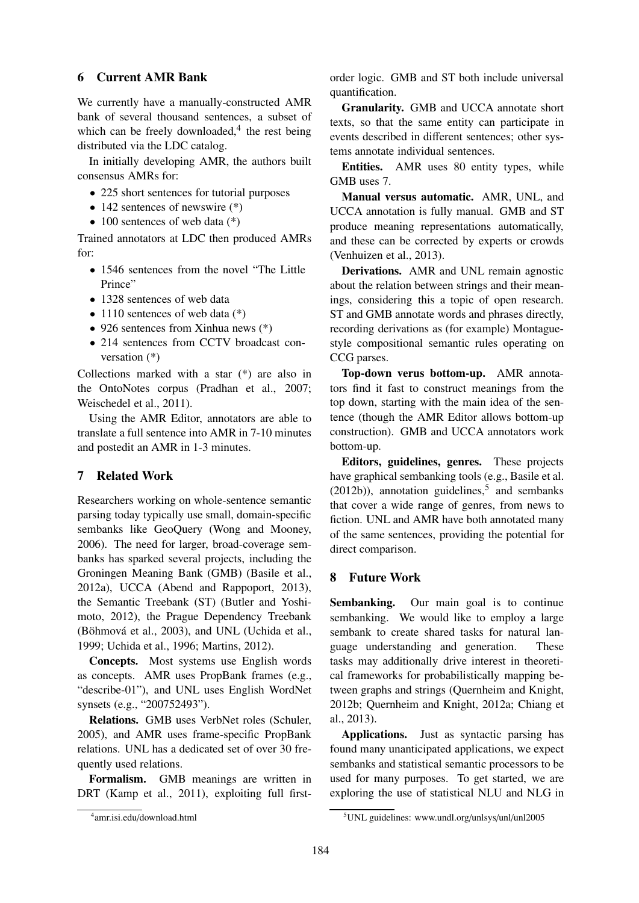## 6 Current AMR Bank

We currently have a manually-constructed AMR bank of several thousand sentences, a subset of which can be freely downloaded,[4] the rest being distributed via the LDC catalog.

In initially developing AMR, the authors built consensus AMRs for:

- 225 short sentences for tutorial purposes
- 142 sentences of newswire (*)
- 100 sentences of web data (*)

Trained annotators at LDC then produced AMRs for:

- 1546 sentences from the novel "The Little Prince"
- 1328 sentences of web data
- 1110 sentences of web data (*)
- 926 sentences from Xinhua news (*)
- 214 sentences from CCTV broadcast conversation (*)

Collections marked with a star (*) are also in the OntoNotes corpus (Pradhan et al., 2007; Weischedel et al., 2011).

Using the AMR Editor, annotators are able to translate a full sentence into AMR in 7-10 minutes and postedit an AMR in 1-3 minutes.

## 7 Related Work

Researchers working on whole-sentence semantic parsing today typically use small, domain-specific sembanks like GeoQuery (Wong and Mooney, 2006). The need for larger, broad-coverage sembanks has sparked several projects, including the Groningen Meaning Bank (GMB) (Basile et al., 2012a), UCCA (Abend and Rappoport, 2013), the Semantic Treebank (ST) (Butler and Yoshimoto, 2012), the Prague Dependency Treebank (Böhmová et al., 2003), and UNL (Uchida et al., 1999; Uchida et al., 1996; Martins, 2012).

**Concepts.** Most systems use English words as concepts. AMR uses PropBank frames (e.g., "describe-01"), and UNL uses English WordNet synsets (e.g., "200752493").

**Relations.** GMB uses VerbNet roles (Schuler, 2005), and AMR uses frame-specific PropBank relations. UNL has a dedicated set of over 30 frequently used relations.

**Formalism.** GMB meanings are written in DRT (Kamp et al., 2011), exploiting full first-order logic. GMB and ST both include universal quantification.

**Granularity.** GMB and UCCA annotate short texts, so that the same entity can participate in events described in different sentences; other systems annotate individual sentences.

**Entities.** AMR uses 80 entity types, while GMB uses 7.

**Manual versus automatic.** AMR, UNL, and UCCA annotation is fully manual. GMB and ST produce meaning representations automatically, and these can be corrected by experts or crowds (Venhuizen et al., 2013).

**Derivations.** AMR and UNL remain agnostic about the relation between strings and their meanings, considering this a topic of open research. ST and GMB annotate words and phrases directly, recording derivations as (for example) Montague-style compositional semantic rules operating on CCG parses.

**Top-down verus bottom-up.** AMR annotators find it fast to construct meanings from the top down, starting with the main idea of the sentence (though the AMR Editor allows bottom-up construction). GMB and UCCA annotators work bottom-up.

**Editors, guidelines, genres.** These projects have graphical sembanking tools (e.g., Basile et al. (2012b)), annotation guidelines,[5] and sembanks that cover a wide range of genres, from news to fiction. UNL and AMR have both annotated many of the same sentences, providing the potential for direct comparison.

## 8 Future Work

**Sembanking.** Our main goal is to continue sembanking. We would like to employ a large sembank to create shared tasks for natural language understanding and generation. These tasks may additionally drive interest in theoretical frameworks for probabilistically mapping between graphs and strings (Quernheim and Knight, 2012b; Quernheim and Knight, 2012a; Chiang et al., 2013).

**Applications.** Just as syntactic parsing has found many unanticipated applications, we expect sembanks and statistical semantic processors to be used for many purposes. To get started, we are exploring the use of statistical NLU and NLG in

[4] amr.isi.edu/download.html

[5] UNL guidelines: www.undl.org/unlsys/unl/unl2005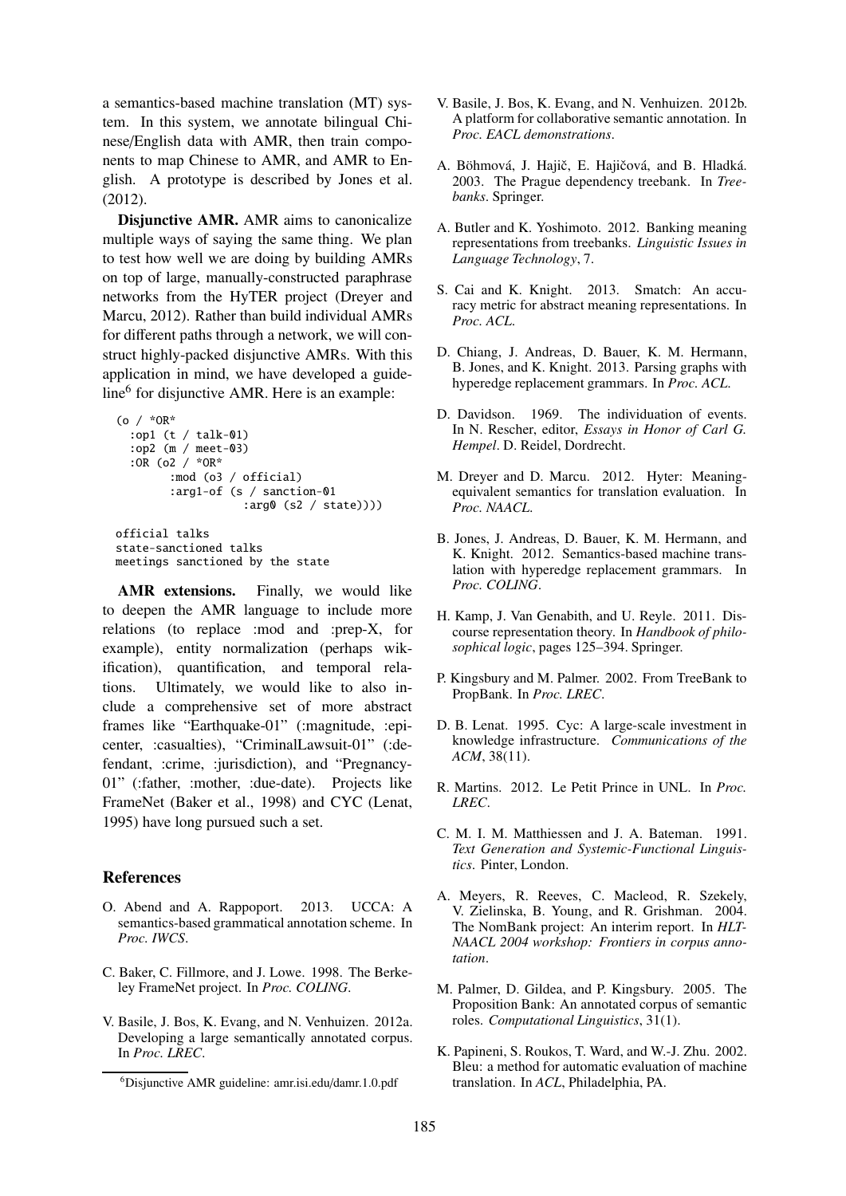a semantics-based machine translation (MT) system. In this system, we annotate bilingual Chinese/English data with AMR, then train components to map Chinese to AMR, and AMR to English. A prototype is described by Jones et al. (2012).

**Disjunctive AMR.** AMR aims to canonicalize multiple ways of saying the same thing. We plan to test how well we are doing by building AMRs on top of large, manually-constructed paraphrase networks from the HyTER project (Dreyer and Marcu, 2012). Rather than build individual AMRs for different paths through a network, we will construct highly-packed disjunctive AMRs. With this application in mind, we have developed a guideline[6] for disjunctive AMR. Here is an example:

```
(o / *OR*
  :op1 (t / talk-01)
  :op2 (m / meet-03)
  :OR (o2 / *OR*
        :mod (o3 / official)
        :arg1-of (s / sanction-01
                   :arg0 (s2 / state))))

official talks
state-sanctioned talks
meetings sanctioned by the state
```

**AMR extensions.** Finally, we would like to deepen the AMR language to include more relations (to replace :mod and :prep-X, for example), entity normalization (perhaps wikification), quantification, and temporal relations. Ultimately, we would like to also include a comprehensive set of more abstract frames like "Earthquake-01" (:magnitude, :epicenter, :casualties), "CriminalLawsuit-01" (:defendant, :crime, :jurisdiction), and "Pregnancy-01" (:father, :mother, :due-date). Projects like FrameNet (Baker et al., 1998) and CYC (Lenat, 1995) have long pursued such a set.

## References

O. Abend and A. Rappoport. 2013. UCCA: A semantics-based grammatical annotation scheme. In *Proc. IWCS*.

C. Baker, C. Fillmore, and J. Lowe. 1998. The Berkeley FrameNet project. In *Proc. COLING*.

V. Basile, J. Bos, K. Evang, and N. Venhuizen. 2012a. Developing a large semantically annotated corpus. In *Proc. LREC*.

V. Basile, J. Bos, K. Evang, and N. Venhuizen. 2012b. A platform for collaborative semantic annotation. In *Proc. EACL demonstrations*.

A. Böhmová, J. Hajič, E. Hajičová, and B. Hladká. 2003. The Prague dependency treebank. In *Treebanks*. Springer.

A. Butler and K. Yoshimoto. 2012. Banking meaning representations from treebanks. *Linguistic Issues in Language Technology*, 7.

S. Cai and K. Knight. 2013. Smatch: An accuracy metric for abstract meaning representations. In *Proc. ACL*.

D. Chiang, J. Andreas, D. Bauer, K. M. Hermann, B. Jones, and K. Knight. 2013. Parsing graphs with hyperedge replacement grammars. In *Proc. ACL*.

D. Davidson. 1969. The individuation of events. In N. Rescher, editor, *Essays in Honor of Carl G. Hempel*. D. Reidel, Dordrecht.

M. Dreyer and D. Marcu. 2012. Hyter: Meaning-equivalent semantics for translation evaluation. In *Proc. NAACL*.

B. Jones, J. Andreas, D. Bauer, K. M. Hermann, and K. Knight. 2012. Semantics-based machine translation with hyperedge replacement grammars. In *Proc. COLING*.

H. Kamp, J. Van Genabith, and U. Reyle. 2011. Discourse representation theory. In *Handbook of philosophical logic*, pages 125–394. Springer.

P. Kingsbury and M. Palmer. 2002. From TreeBank to PropBank. In *Proc. LREC*.

D. B. Lenat. 1995. Cyc: A large-scale investment in knowledge infrastructure. *Communications of the ACM*, 38(11).

R. Martins. 2012. Le Petit Prince in UNL. In *Proc. LREC*.

C. M. I. M. Matthiessen and J. A. Bateman. 1991. *Text Generation and Systemic-Functional Linguistics*. Pinter, London.

A. Meyers, R. Reeves, C. Macleod, R. Szekely, V. Zielinska, B. Young, and R. Grishman. 2004. The NomBank project: An interim report. In *HLT-NAACL 2004 workshop: Frontiers in corpus annotation*.

M. Palmer, D. Gildea, and P. Kingsbury. 2005. The Proposition Bank: An annotated corpus of semantic roles. *Computational Linguistics*, 31(1).

K. Papineni, S. Roukos, T. Ward, and W.-J. Zhu. 2002. Bleu: a method for automatic evaluation of machine translation. In *ACL*, Philadelphia, PA.

[6] Disjunctive AMR guideline: amr.isi.edu/damr.1.0.pdf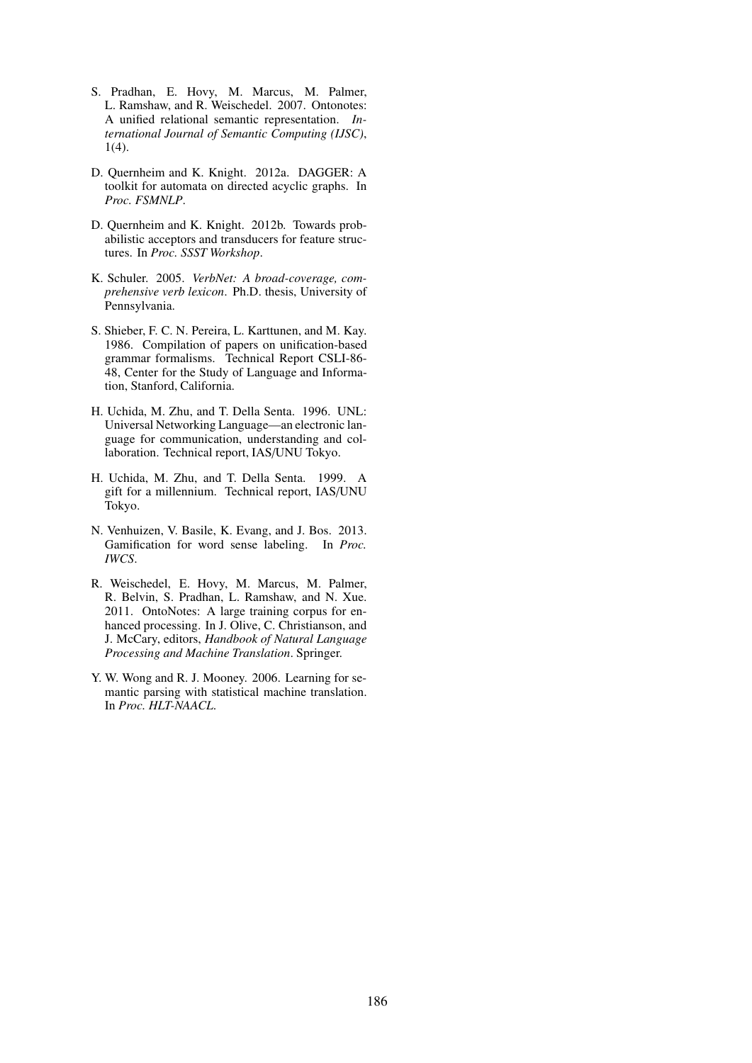S. Pradhan, E. Hovy, M. Marcus, M. Palmer, L. Ramshaw, and R. Weischedel. 2007. Ontonotes: A unified relational semantic representation. *International Journal of Semantic Computing (IJSC)*, 1(4).

D. Quernheim and K. Knight. 2012a. DAGGER: A toolkit for automata on directed acyclic graphs. In *Proc. FSMNLP*.

D. Quernheim and K. Knight. 2012b. Towards probabilistic acceptors and transducers for feature structures. In *Proc. SSST Workshop*.

K. Schuler. 2005. *VerbNet: A broad-coverage, comprehensive verb lexicon*. Ph.D. thesis, University of Pennsylvania.

S. Shieber, F. C. N. Pereira, L. Karttunen, and M. Kay. 1986. Compilation of papers on unification-based grammar formalisms. Technical Report CSLI-86-48, Center for the Study of Language and Information, Stanford, California.

H. Uchida, M. Zhu, and T. Della Senta. 1996. UNL: Universal Networking Language—an electronic language for communication, understanding and collaboration. Technical report, IAS/UNU Tokyo.

H. Uchida, M. Zhu, and T. Della Senta. 1999. A gift for a millennium. Technical report, IAS/UNU Tokyo.

N. Venhuizen, V. Basile, K. Evang, and J. Bos. 2013. Gamification for word sense labeling. In *Proc. IWCS*.

R. Weischedel, E. Hovy, M. Marcus, M. Palmer, R. Belvin, S. Pradhan, L. Ramshaw, and N. Xue. 2011. OntoNotes: A large training corpus for enhanced processing. In J. Olive, C. Christianson, and J. McCary, editors, *Handbook of Natural Language Processing and Machine Translation*. Springer.

Y. W. Wong and R. J. Mooney. 2006. Learning for semantic parsing with statistical machine translation. In *Proc. HLT-NAACL*.